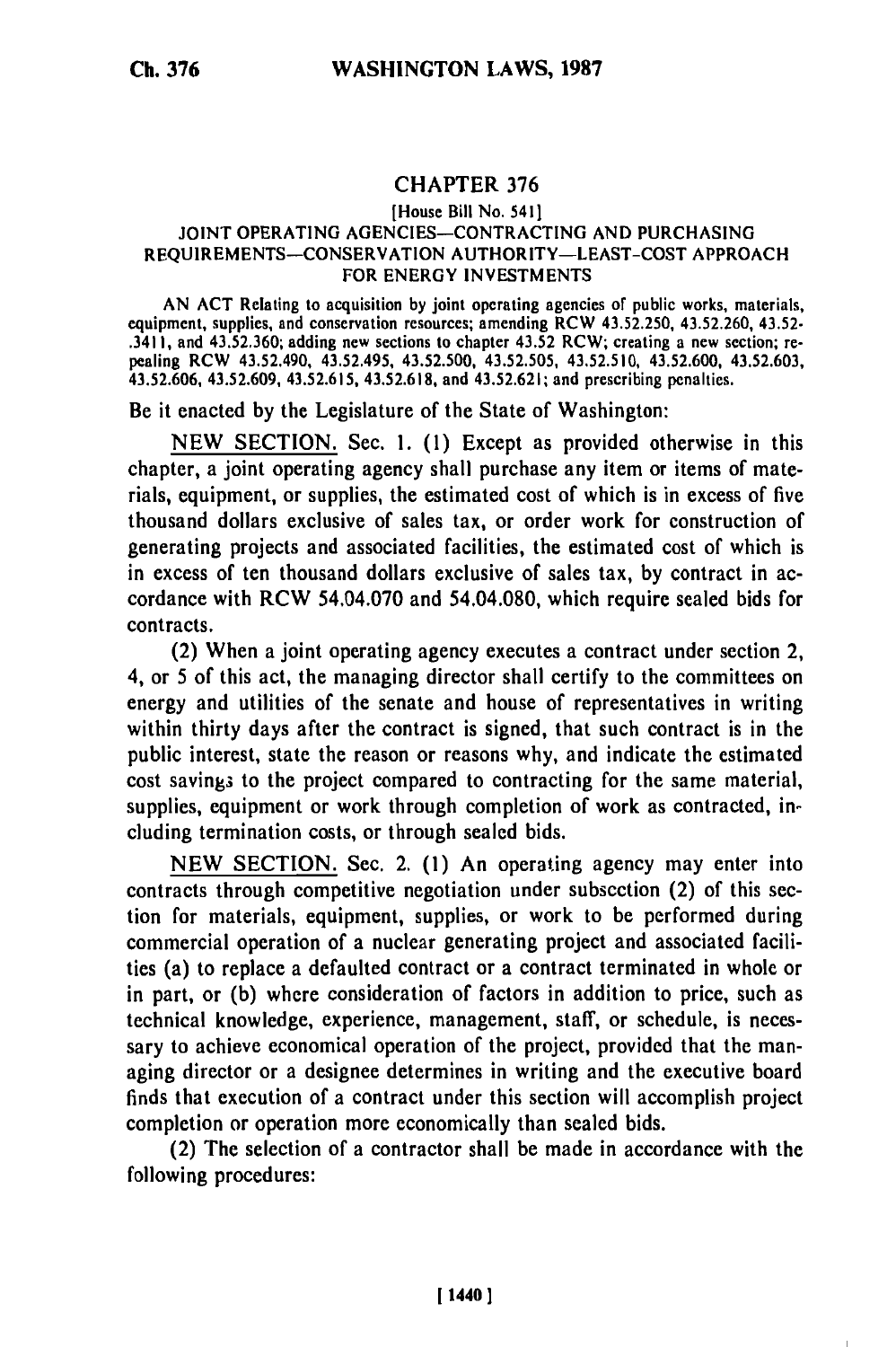# CHAPTER 376

[House Bill No. 541]

JOINT OPERATING AGENCIES—CONTRACTING AND PURCHASING REQUIREMENTS—CONSERVATION AUTHORITY—LEAST-COST APPROACH FOR ENERGY INVESTMENTS

AN ACT Relating to acquisition by joint operating agencies of public works, materials, equipment, supplies, and conservation resources; amending RCW 43.52.250, 43.52.260, 43.52-.3411, and 43.52.360; adding new sections to chapter 43.52 RCW; creating a new section; repealing RCW 43.52.490, 43.52.495, 43.52.500, 43.52.505, 43.52.510, 43.52.600, 43.52.603, 43.52.606, 43.52.609, 43.52.615, 43.52.618, and 43.52.621; and prescribing penalties.

Be it enacted by the Legislature of the State of Washington:

NEW SECTION. Sec. 1. (1) Except as provided otherwise in this chapter, a joint operating agency shall purchase any item or items of materials, equipment, or supplies, the estimated cost of which is in excess of five thousand dollars exclusive of sales tax, or order work for construction of generating projects and associated facilities, the estimated cost of which is in excess of ten thousand dollars exclusive of sales tax, by contract in accordance with RCW 54.04.070 and 54.04.080, which require sealed bids for contracts.

(2) When a joint operating agency executes a contract under section 2, 4, or 5 of this act, the managing director shall certify to the committees on energy and utilities of the senate and house of representatives in writing within thirty days after the contract is signed, that such contract is in the public interest, state the reason or reasons why, and indicate the estimated cost savings to the project compared to contracting for the same material, supplies, equipment or work through completion of work as contracted, including termination costs, or through sealed bids.

NEW SECTION. Sec. 2. (1) An operating agency may enter into contracts through competitive negotiation under subsection (2) of this section for materials, equipment, supplies, or work to be performed during commercial operation of a nuclear generating project and associated facilities (a) to replace a defaulted contract or a contract terminated in whole or in part, or (b) where consideration of factors in addition to price, such as technical knowledge, experience, management, staff, or schedule, is necessary to achieve economical operation of the project, provided that the managing director or a designee determines in writing and the executive board finds that execution of a contract under this section will accomplish project completion or operation more economically than sealed bids.

(2) The selection of a contractor shall be made in accordance with the following procedures: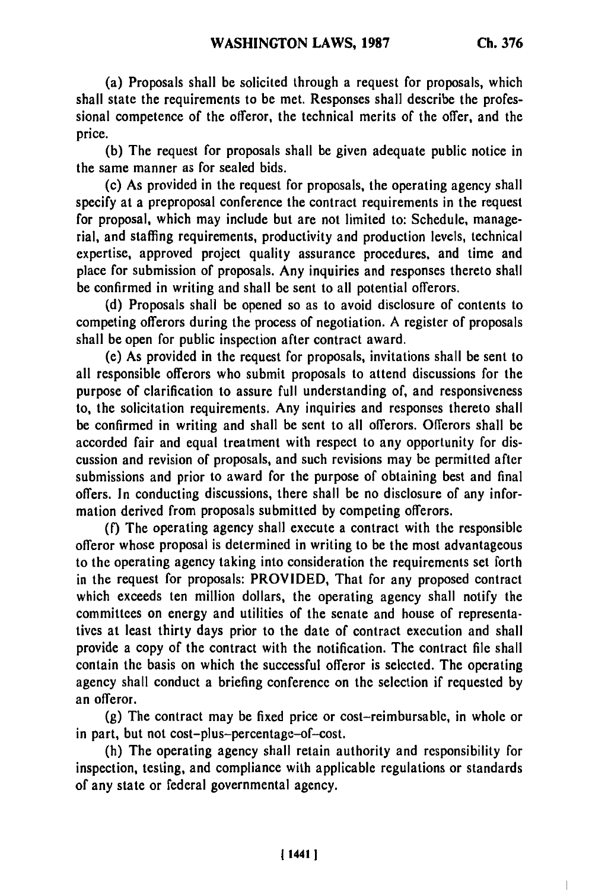(a) Proposals shall be solicited through a request for proposals, which shall state the requirements to be met. Responses shall describe the professional competence of the offeror, the technical merits of the offer, and the price.

(b) The request for proposals shall be given adequate public notice in the same manner as for sealed bids.

(c) As provided in the request for proposals, the operating agency shall specify at a preproposal conference the contract requirements in the request for proposal, which may include but are not limited to: Schedule, managerial, and staffing requirements, productivity and production levels, technical expertise, approved project quality assurance procedures, and time and place for submission of proposals. Any inquiries and responses thereto shall be confirmed in writing and shall be sent to all potential offerors.

(d) Proposals shall be opened so as to avoid disclosure of contents to competing offerors during the process of negotiation. A register of proposals shall be open for public inspection after contract award.

(e) As provided in the request for proposals, invitations shall be sent to all responsible offerors who submit proposals to attend discussions for the purpose of clarification to assure full understanding of, and responsiveness to, the solicitation requirements. Any inquiries and responses thereto shall be confirmed in writing and shall be sent to all offerors. Offerors shall be accorded fair and equal treatment with respect to any opportunity for discussion and revision of proposals, and such revisions may be permitted after submissions and prior to award for the purpose of obtaining best and final offers. In conducting discussions, there shall be no disclosure of any information derived from proposals submitted by competing offerors.

(f) The operating agency shall execute a contract with the responsible offeror whose proposal is determined in writing to be the most advantageous to the operating agency taking into consideration the requirements set forth in the request for proposals: PROVIDED, That for any proposed contract which exceeds ten million dollars, the operating agency shall notify the committees on energy and utilities of the senate and house of representatives at least thirty days prior to the date of contract execution and shall provide a copy of the contract with the notification. The contract file shall contain the basis on which the successful offeror is selected. The operating agency shall conduct a briefing conference on the selection if requested by an offeror.

(g) The contract may be fixed price or cost-reimbursable, in whole or in part, but not cost-plus-percentage-of-cost.

(h) The operating agency shall retain authority and responsibility for inspection, testing, and compliance with applicable regulations or standards of any state or federal governmental agency.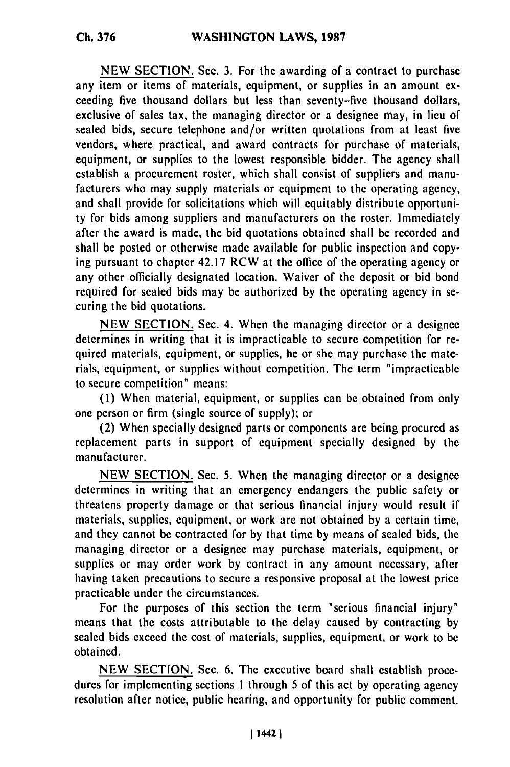NEW SECTION. Sec. 3. For the awarding of a contract to purchase any item or items of materials, equipment, or supplies in an amount exceeding five thousand dollars but less than seventy-five thousand dollars, exclusive of sales tax, the managing director or a designee may, in lieu of sealed bids, secure telephone and/or written quotations from at least five vendors, where practical, and award contracts for purchase of materials, equipment, or supplies to the lowest responsible bidder. The agency shall establish a procurement roster, which shall consist of suppliers and manufacturers who may supply materials or equipment to the operating agency, and shall provide for solicitations which will equitably distribute opportunity for bids among suppliers and manufacturers on the roster. Immediately after the award is made, the bid quotations obtained shall be recorded and shall be posted or otherwise made available for public inspection and copying pursuant to chapter 42.17 RCW at the office of the operating agency or any other officially designated location. Waiver of the deposit or bid bond required for sealed bids may be authorized by the operating agency in securing the bid quotations.

NEW SECTION. Sec. 4. When the managing director or a designee determines in writing that it is impracticable to secure competition for required materials, equipment, or supplies, he or she may purchase the materials, equipment, or supplies without competition. The term "impracticable to secure competition" means:

(1) When material, equipment, or supplies can be obtained from only one person or firm (single source of supply); or

(2) When specially designed parts or components are being procured as replacement parts in support of equipment specially designed by the manufacturer.

NEW SECTION. Sec. 5. When the managing director or a designee determines in writing that an emergency endangers the public safety or threatens property damage or that serious financial injury would result if materials, supplies, equipment, or work are not obtained by a certain time, and they cannot be contracted for by that time by means of sealed bids, the managing director or a designee may purchase materials, equipment, or supplies or may order work by contract in any amount necessary, after having taken precautions to secure a responsive proposal at the lowest price practicable under the circumstances.

For the purposes of this section the term "serious financial injury" means that the costs attributable to the delay caused by contracting by sealed bids exceed the cost of materials, supplies, equipment, or work to be obtained.

NEW SECTION. Sec. 6. The executive board shall establish procedures for implementing sections 1 through 5 of this act by operating agency resolution after notice, public hearing, and opportunity for public comment.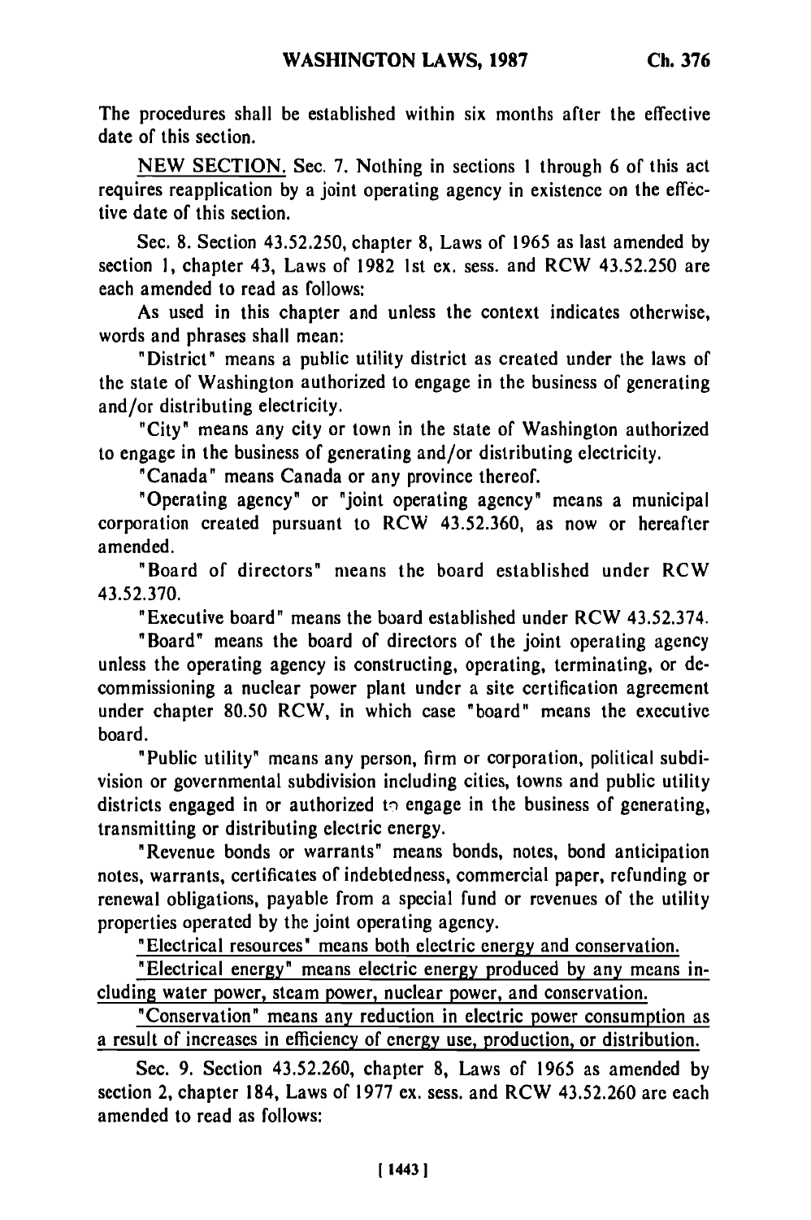The procedures shall be established within six months after the effective date of this section.

NEW SECTION. Sec. 7. Nothing in sections 1 through 6 of this act requires reapplication by a joint operating agency in existence on the effective date of this section.

Sec. 8. Section 43.52.250, chapter 8, Laws of 1965 as last amended by section 1, chapter 43, Laws of 1982 1st ex. sess. and RCW 43.52.250 are each amended to read as follows:

As used in this chapter and unless the context indicates otherwise, words and phrases shall mean:

"District" means a public utility district as created under the laws of the state of Washington authorized to engage in the business of generating and/or distributing electricity.

"City" means any city or town in the state of Washington authorized to engage in the business of generating and/or distributing electricity.

"Canada" means Canada or any province thereof.

"Operating agency" or "joint operating agency" means a municipal corporation created pursuant to RCW 43.52.360, as now or hereafter amended.

"Board of directors" means the board established under RCW 43.52.370.

"Executive board" means the board established under RCW 43.52.374.

"Board" means the board of directors of the joint operating agency unless the operating agency is constructing, operating, terminating, or decommissioning a nuclear power plant under a site certification agreement under chapter 80.50 RCW, in which case "board" means the executive board.

"Public utility" means any person, firm or corporation, political subdivision or governmental subdivision including cities, towns and public utility districts engaged in or authorized to engage in the business of generating, transmitting or distributing electric energy.

"Revenue bonds or warrants" means bonds, notes, bond anticipation notes, warrants, certificates of indebtedness, commercial paper, refunding or renewal obligations, payable from a special fund or revenues of the utility properties operated by the joint operating agency.

"Electrical resources" means both electric energy and conservation.

"Electrical energy" means electric energy produced by any means including water power, steam power, nuclear power, and conservation.

"Conservation" means any reduction in electric power consumption as a result of increases in efficiency of energy use, production, or distribution.

Sec. 9. Section 43.52.260, chapter 8, Laws of 1965 as amended by section 2, chapter 184, Laws of 1977 ex. sess. and RCW 43.52.260 are each amended to read as follows: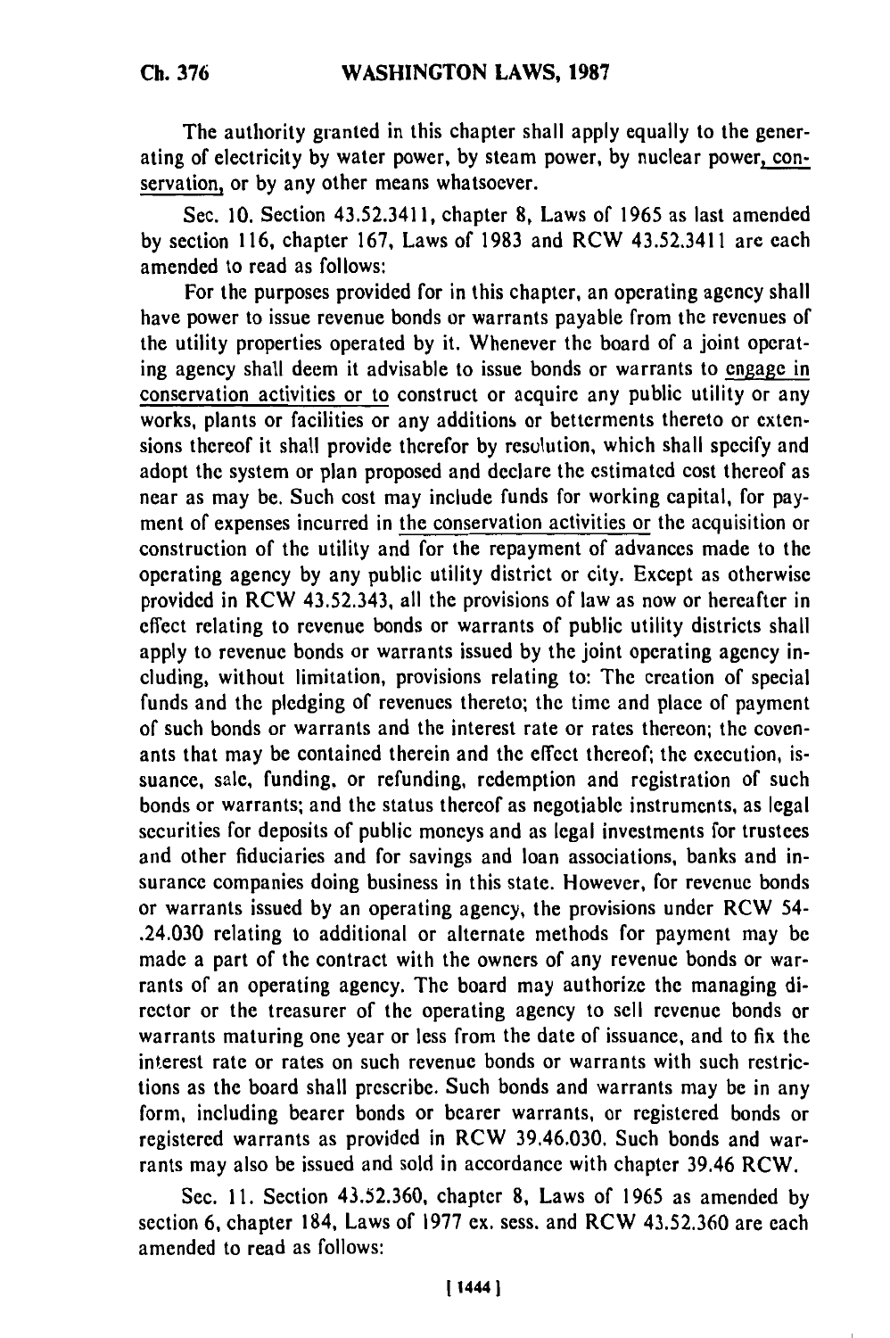The authority granted in this chapter shall apply equally to the generating of electricity by water power, by steam power, by nuclear power, conservation, or by any other means whatsoever.

Sec. 10. Section 43.52.3411, chapter 8, Laws of 1965 as last amended by section 116, chapter 167, Laws of 1983 and RCW 43.52.3411 are each amended to read as follows:

For the purposes provided for in this chapter, an operating agency shall have power to issue revenue bonds or warrants payable from the revenues of the utility properties operated by it. Whenever the board of a joint operating agency shall deem it advisable to issue bonds or warrants to engage in conservation activities or to construct or acquire any public utility or any works, plants or facilities or any additions or betterments thereto or extensions thereof it shall provide therefor by resolution, which shall specify and adopt the system or plan proposed and declare the estimated cost thereof as near as may be. Such cost may include funds for working capital, for payment of expenses incurred in the conservation activities or the acquisition or construction of the utility and for the repayment of advances made to the operating agency by any public utility district or city. Except as otherwise provided in RCW 43.52.343, all the provisions of law as now or hereafter in effect relating to revenue bonds or warrants of public utility districts shall apply to revenue bonds or warrants issued by the joint operating agency including, without limitation, provisions relating to: The creation of special funds and the pledging of revenues thereto; the time and place of payment of such bonds or warrants and the interest rate or rates thereon; the covenants that may be contained therein and the effect thereof; the execution, issuance, sale, funding, or refunding, redemption and registration of such bonds or warrants; and the status thereof as negotiable instruments, as legal securities for deposits of public moneys and as legal investments for trustees and other fiduciaries and for savings and loan associations, banks and insurance companies doing business in this state. However, for revenue bonds or warrants issued by an operating agency, the provisions under RCW 54-.24.030 relating to additional or alternate methods for payment may be made a part of the contract with the owners of any revenue bonds or warrants of an operating agency. The board may authorize the managing director or the treasurer of the operating agency to sell revenue bonds or warrants maturing one year or less from the date of issuance, and to fix the interest rate or rates on such revenue bonds or warrants with such restrictions as the board shall prescribe. Such bonds and warrants may be in any form, including bearer bonds or bearer warrants, or registered bonds or registered warrants as provided in RCW 39.46.030. Such bonds and warrants may also be issued and sold in accordance with chapter 39.46 RCW.

Sec. 11. Section 43.52.360, chapter 8, Laws of 1965 as amended by section 6, chapter 184, Laws of 1977 ex. sess. and RCW 43.52.360 are each amended to read as follows: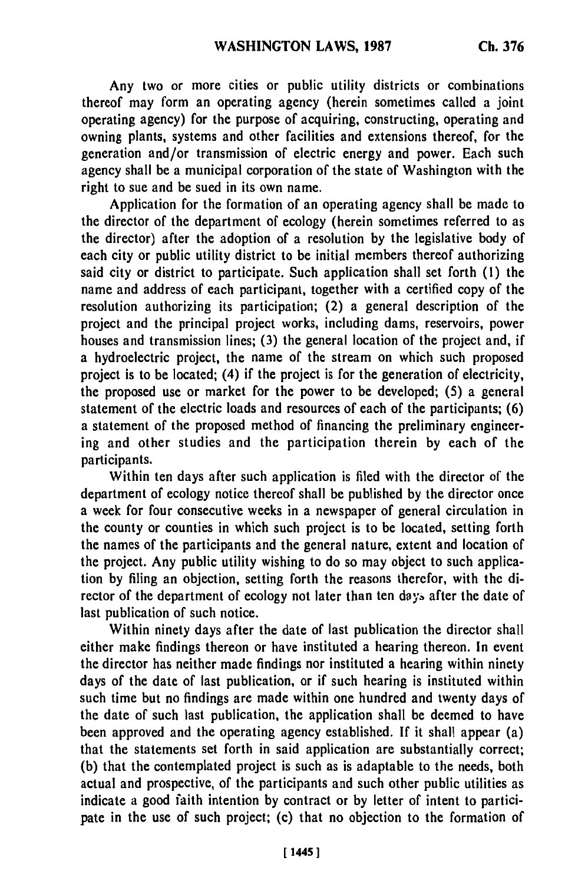Any two or more cities or public utility districts or combinations thereof may form an operating agency (herein sometimes called a joint operating agency) for the purpose of acquiring, constructing, operating and owning plants, systems and other facilities and extensions thereof, for the generation and/or transmission of electric energy and power. Each such agency shall be a municipal corporation of the state of Washington with the right to sue and be sued in its own name.

Application for the formation of an operating agency shall be made to the director of the department of ecology (herein sometimes referred to as the director) after the adoption of a resolution by the legislative body of each city or public utility district to be initial members thereof authorizing said city or district to participate. Such application shall set forth (1) the name and address of each participant, together with a certified copy of the resolution authorizing its participation; (2) a general description of the project and the principal project works, including dams, reservoirs, power houses and transmission lines; (3) the general location of the project and, if a hydroelectric project, the name of the stream on which such proposed project is to be located; (4) if the project is for the generation of electricity, the proposed use or market for the power to be developed; (5) a general statement of the electric loads and resources of each of the participants; (6) a statement of the proposed method of financing the preliminary engineering and other studies and the participation therein by each of the participants.

Within ten days after such application is filed with the director of the department of ecology notice thereof shall be published by the director once a week for four consecutive weeks in a newspaper of general circulation in the county or counties in which such project is to be located, setting forth the names of the participants and the general nature, extent and location of the project. Any public utility wishing to do so may object to such application by filing an objection, setting forth the reasons therefor, with the director of the department of ecology not later than ten days after the date of last publication of such notice.

Within ninety days after the date of last publication the director shall either make findings thereon or have instituted a hearing thereon. In event the director has neither made findings nor instituted a hearing within ninety days of the date of last publication, or if such hearing is instituted within such time but no findings are made within one hundred and twenty days of the date of such last publication, the application shall be deemed to have been approved and the operating agency established. If it shall appear (a) that the statements set forth in said application are substantially correct; (b) that the contemplated project is such as is adaptable to the needs, both actual and prospective, of the participants and such other public utilities as indicate a good faith intention by contract or by letter of intent to participate in the use of such project; (c) that no objection to the formation of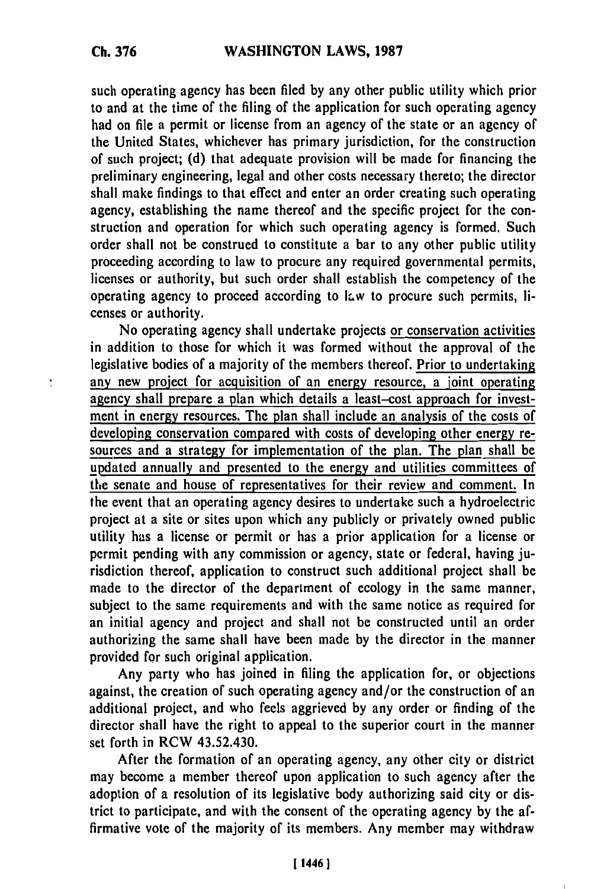such operating agency has been filed by any other public utility which prior to and at the time of the filing of the application for such operating agency had on file a permit or license from an agency of the state or an agency of the United States, whichever has primary jurisdiction, for the construction of such project; (d) that adequate provision will be made for financing the preliminary engineering, legal and other costs necessary thereto; the director shall make findings to that effect and enter an order creating such operating agency, establishing the name thereof and the specific project for the construction and operation for which such operating agency is formed. Such order shall not be construed to constitute a bar to any other public utility proceeding according to law to procure any required governmental permits, licenses or authority, but such order shall establish the competency of the operating agency to proceed according to law to procure such permits, licenses or authority.

No operating agency shall undertake projects or conservation activities in addition to those for which it was formed without the approval of the legislative bodies of a majority of the members thereof. Prior to undertaking any new project for acquisition of an energy resource, a joint operating agency shall prepare a plan which details a least-cost approach for investment in energy resources. The plan shall include an analysis of the costs of developing conservation compared with costs of developing other energy resources and a strategy for implementation of the plan. The plan shall be updated annually and presented to the energy and utilities committees of the senate and house of representatives for their review and comment. In the event that an operating agency desires to undertake such a hydroelectric project at a site or sites upon which any publicly or privately owned public utility has a license or permit or has a prior application for a license or permit pending with any commission or agency, state or federal, having jurisdiction thereof, application to construct such additional project shall be made to the director of the department of ecology in the same manner, subject to the same requirements and with the same notice as required for an initial agency and project and shall not be constructed until an order authorizing the same shall have been made by the director in the manner provided for such original application.

Any party who has joined in filing the application for, or objections against, the creation of such operating agency and/or the construction of an additional project, and who feels aggrieved by any order or finding of the director shall have the right to appeal to the superior court in the manner set forth in RCW 43.52.430.

After the formation of an operating agency, any other city or district may become a member thereof upon application to such agency after the adoption of a resolution of its legislative body authorizing said city or district to participate, and with the consent of the operating agency by the affirmative vote of the majority of its members. Any member may withdraw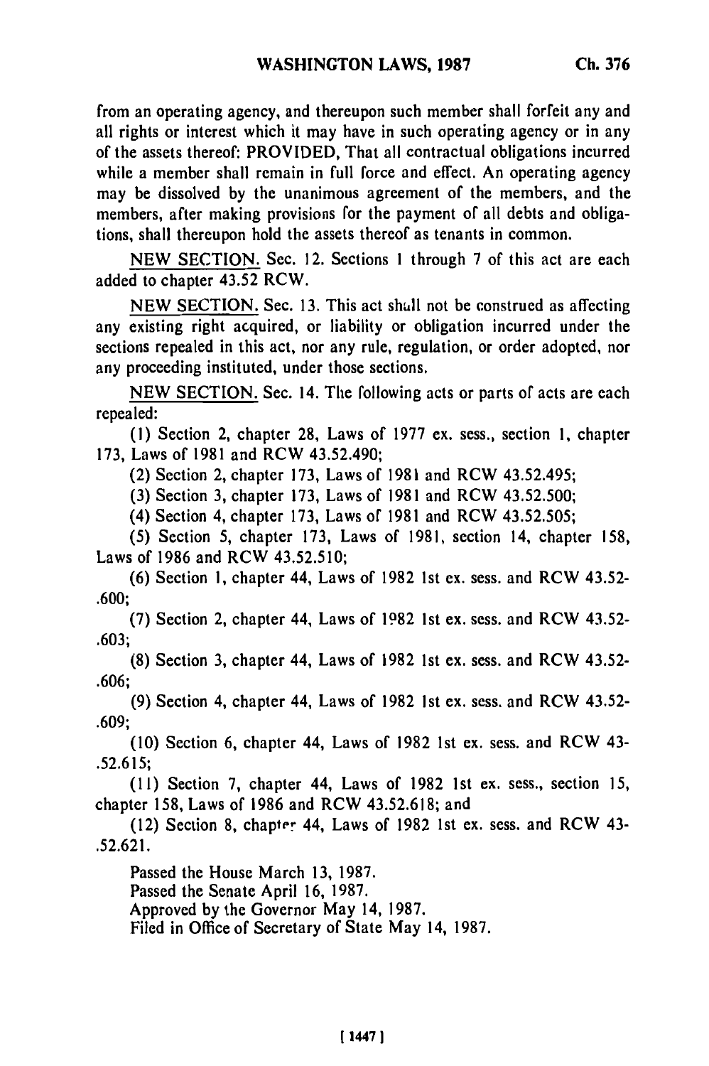from an operating agency, and thereupon such member shall forfeit any and all rights or interest which it may have in such operating agency or in any of the assets thereof: PROVIDED, That all contractual obligations incurred while a member shall remain in full force and effect. An operating agency may be dissolved by the unanimous agreement of the members, and the members, after making provisions for the payment of all debts and obligations, shall thereupon hold the assets thereof as tenants in common.

NEW SECTION. Sec. 12. Sections 1 through 7 of this act are each added to chapter 43.52 RCW.

NEW SECTION. Sec. 13. This act shall not be construed as affecting any existing right acquired, or liability or obligation incurred under the sections repealed in this act, nor any rule, regulation, or order adopted, nor any proceeding instituted, under those sections.

NEW SECTION. Sec. 14. The following acts or parts of acts are each repealed:

(1) Section 2, chapter 28, Laws of 1977 ex. sess., section 1, chapter 173, Laws of 1981 and RCW 43.52.490;

(2) Section 2, chapter 173, Laws of 1981 and RCW 43.52.495;

(3) Section 3, chapter 173, Laws of 1981 and RCW 43.52.500;

(4) Section 4, chapter 173, Laws of 1981 and RCW 43.52.505;

(5) Section 5, chapter 173, Laws of 1981, section 14, chapter 158, Laws of 1986 and RCW 43.52.510;

(6) Section 1, chapter 44, Laws of 1982 1st ex. sess. and RCW 43.52-.600;

(7) Section 2, chapter 44, Laws of 1982 1st ex. sess. and RCW 43.52-.603;

(8) Section 3, chapter 44, Laws of 1982 1st ex. sess. and RCW 43.52-.606;

(9) Section 4, chapter 44, Laws of 1982 1st ex. sess. and RCW 43.52-.609;

(10) Section 6, chapter 44, Laws of 1982 1st ex. sess. and RCW 43-.52.615;

(11) Section 7, chapter 44, Laws of 1982 1st ex. sess., section 15, chapter 158, Laws of 1986 and RCW 43.52.618; and

(12) Section 8, chapter 44, Laws of 1982 1st ex. sess. and RCW 43-.52.621.

Passed the House March 13, 1987.
Passed the Senate April 16, 1987.
Approved by the Governor May 14, 1987.
Filed in Office of Secretary of State May 14, 1987.